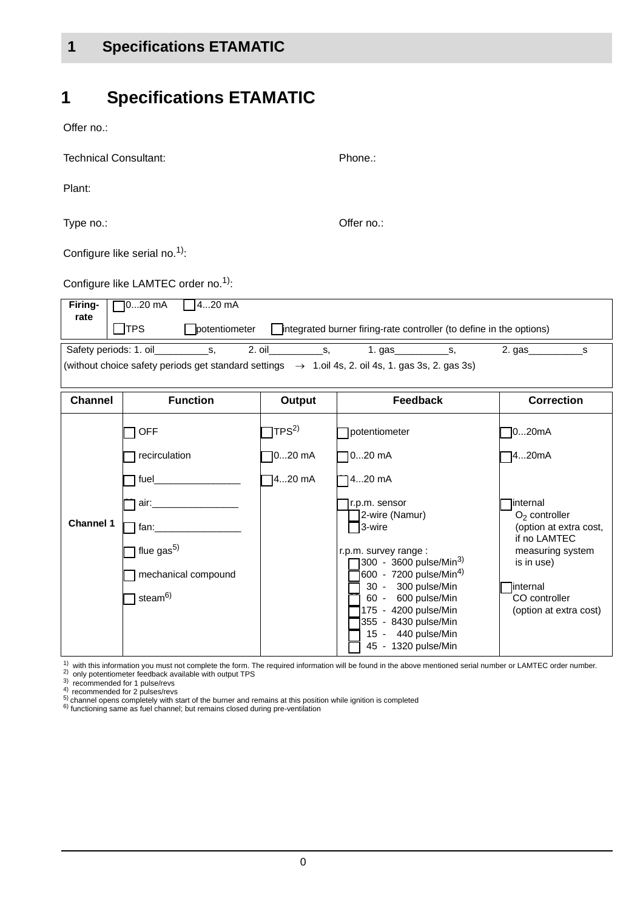# 1 Specifications ETAMATIC

Offer no.:

Technical Consultant: Phone.:

Plant:

Type no.: Offer no.:

Configure like serial no.[1]:

Configure like LAMTEC order no.[1]:

| Firing-rate | ☐ 0...20 mA ☐ 4...20 mA<br>☐ TPS ☐ potentiometer ☐ integrated burner firing-rate controller (to define in the options) |
|---|---|

Safety periods: 1. oil__________s, 2. oil__________s, 1. gas__________s, 2. gas__________s
(without choice safety periods get standard settings → 1.oil 4s, 2. oil 4s, 1. gas 3s, 2. gas 3s)

| Channel | Function | Output | Feedback | Correction |
|---|---|---|---|---|
| Channel 1 | ☐ OFF<br>☐ recirculation<br>☐ fuel________________<br>☐ air:________________<br>☐ fan:________________<br>☐ flue gas[5]<br>☐ mechanical compound<br>☐ steam[6] | ☐ TPS[2]<br>☐ 0...20 mA<br>☐ 4...20 mA | ☐ potentiometer<br>☐ 0...20 mA<br>☐ 4...20 mA<br>☐ r.p.m. sensor<br>☐ 2-wire (Namur)<br>☐ 3-wire<br>r.p.m. survey range :<br>☐ 300 - 3600 pulse/Min[3]<br>☐ 600 - 7200 pulse/Min[4]<br>☐ 30 - 300 pulse/Min<br>☐ 60 - 600 pulse/Min<br>☐ 175 - 4200 pulse/Min<br>☐ 355 - 8430 pulse/Min<br>☐ 15 - 440 pulse/Min<br>☐ 45 - 1320 pulse/Min | ☐ 0...20mA<br>☐ 4...20mA<br>☐ internal $O_2$ controller (option at extra cost, if no LAMTEC measuring system is in use)<br>☐ internal CO controller (option at extra cost) |

[1] with this information you must not complete the form. The required information will be found in the above mentioned serial number or LAMTEC order number.
[2] only potentiometer feedback available with output TPS
[3] recommended for 1 pulse/revs
[4] recommended for 2 pulses/revs
[5] channel opens completely with start of the burner and remains at this position while ignition is completed
[6] functioning same as fuel channel; but remains closed during pre-ventilation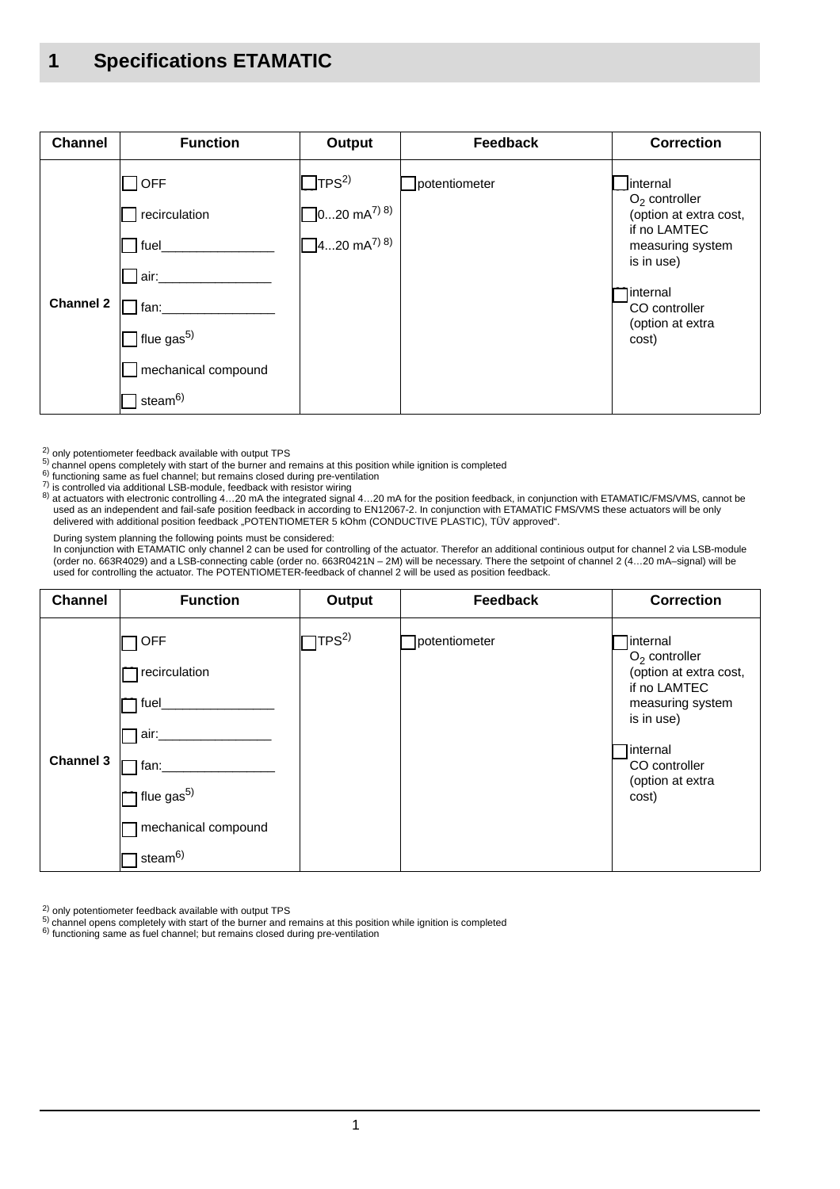# 1 Specifications ETAMATIC

| Channel | Function | Output | Feedback | Correction |
|---|---|---|---|---|
| Channel 2 | ☐ OFF<br>☐ recirculation<br>☐ fuel________________<br>☐ air:________________<br>☐ fan:________________<br>☐ flue gas[5]<br>☐ mechanical compound<br>☐ steam[6] | ☐ TPS[2]<br>☐ 0...20 mA[7) 8)]<br>☐ 4...20 mA[7) 8)] | ☐ potentiometer | ☐ internal $O_2$ controller (option at extra cost, if no LAMTEC measuring system is in use)<br>☐ internal CO controller (option at extra cost) |

[2] only potentiometer feedback available with output TPS
[5] channel opens completely with start of the burner and remains at this position while ignition is completed
[6] functioning same as fuel channel; but remains closed during pre-ventilation
[7] is controlled via additional LSB-module, feedback with resistor wiring
[8] at actuators with electronic controlling 4…20 mA the integrated signal 4…20 mA for the position feedback, in conjunction with ETAMATIC/FMS/VMS, cannot be used as an independent and fail-safe position feedback in according to EN12067-2. In conjunction with ETAMATIC FMS/VMS these actuators will be only delivered with additional position feedback „POTENTIOMETER 5 kOhm (CONDUCTIVE PLASTIC), TÜV approved".

During system planning the following points must be considered:
In conjunction with ETAMATIC only channel 2 can be used for controlling of the actuator. Therefor an additional continious output for channel 2 via LSB-module (order no. 663R4029) and a LSB-connecting cable (order no. 663R0421N – 2M) will be necessary. There the setpoint of channel 2 (4…20 mA–signal) will be used for controlling the actuator. The POTENTIOMETER-feedback of channel 2 will be used as position feedback.

| Channel | Function | Output | Feedback | Correction |
|---|---|---|---|---|
| Channel 3 | ☐ OFF<br>☐ recirculation<br>☐ fuel________________<br>☐ air:________________<br>☐ fan:________________<br>☐ flue gas[5]<br>☐ mechanical compound<br>☐ steam[6] | ☐ TPS[2] | ☐ potentiometer | ☐ internal $O_2$ controller (option at extra cost, if no LAMTEC measuring system is in use)<br>☐ internal CO controller (option at extra cost) |

[2] only potentiometer feedback available with output TPS
[5] channel opens completely with start of the burner and remains at this position while ignition is completed
[6] functioning same as fuel channel; but remains closed during pre-ventilation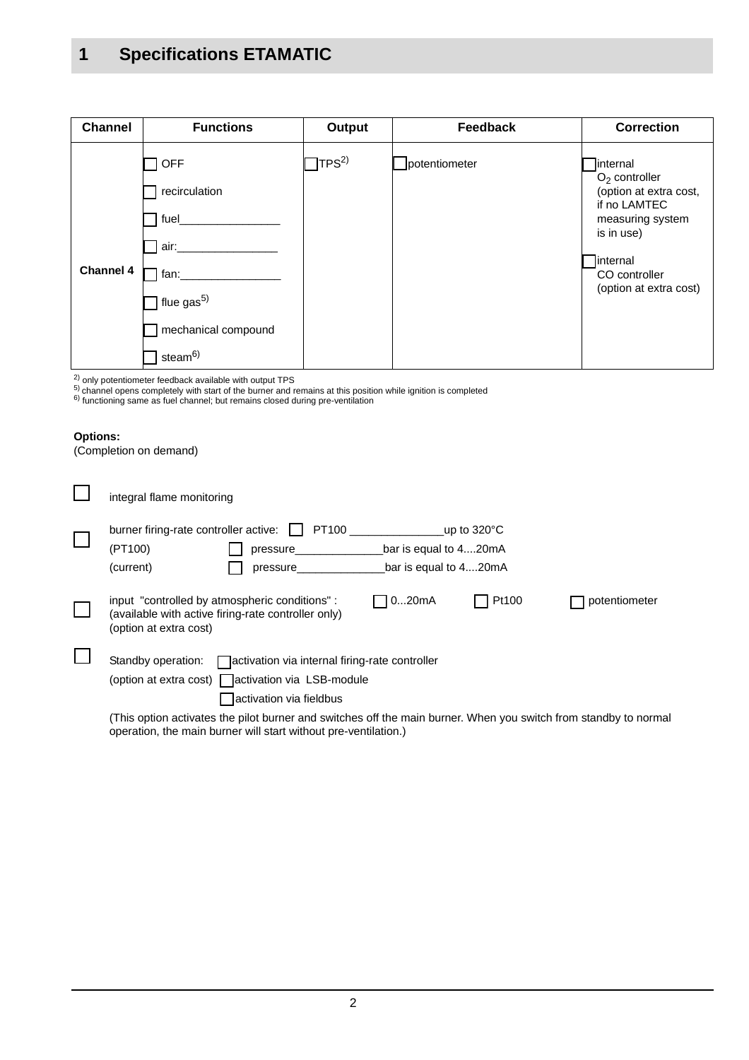# 1 Specifications ETAMATIC

| Channel | Functions | Output | Feedback | Correction |
|---|---|---|---|---|
| **Channel 4** | ☐ OFF<br>☐ recirculation<br>☐ fuel________________<br>☐ air:________________<br>☐ fan:________________<br>☐ flue gas[5)]<br>☐ mechanical compound<br>☐ steam[6)] | ☐ TPS[2)] | ☐ potentiometer | ☐ internal $O_2$ controller (option at extra cost, if no LAMTEC measuring system is in use)<br>☐ internal CO controller (option at extra cost) |

[2)] only potentiometer feedback available with output TPS
[5)] channel opens completely with start of the burner and remains at this position while ignition is completed
[6)] functioning same as fuel channel; but remains closed during pre-ventilation

**Options:**
(Completion on demand)

☐ integral flame monitoring

☐ burner firing-rate controller active: ☐ PT100 _______________up to 320°C
(PT100) ☐ pressure______________bar is equal to 4....20mA
(current) ☐ pressure______________bar is equal to 4....20mA

☐ input "controlled by atmospheric conditions" : ☐ 0...20mA ☐ Pt100 ☐ potentiometer
(available with active firing-rate controller only)
(option at extra cost)

☐ Standby operation: ☐ activation via internal firing-rate controller
(option at extra cost) ☐ activation via LSB-module
☐ activation via fieldbus

(This option activates the pilot burner and switches off the main burner. When you switch from standby to normal operation, the main burner will start without pre-ventilation.)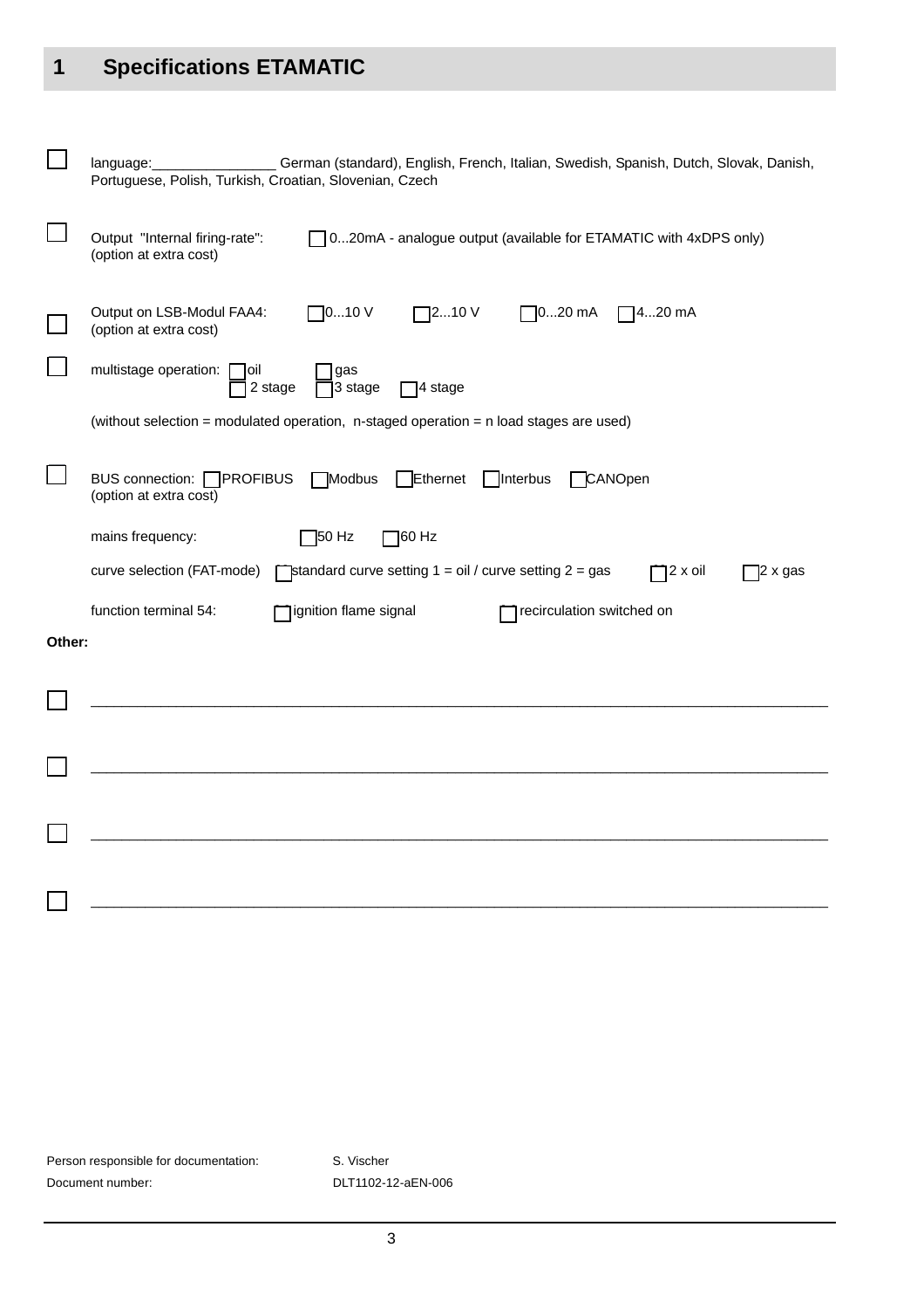# 1 Specifications ETAMATIC

☐ language:________________ German (standard), English, French, Italian, Swedish, Spanish, Dutch, Slovak, Danish, Portuguese, Polish, Turkish, Croatian, Slovenian, Czech

☐ Output "Internal firing-rate": (option at extra cost) ☐ 0...20mA - analogue output (available for ETAMATIC with 4xDPS only)

☐ Output on LSB-Modul FAA4: (option at extra cost) ☐ 0...10 V ☐ 2...10 V ☐ 0...20 mA ☐ 4...20 mA

☐ multistage operation: ☐ oil ☐ gas
☐ 2 stage ☐ 3 stage ☐ 4 stage

(without selection = modulated operation, n-staged operation = n load stages are used)

☐ BUS connection: ☐ PROFIBUS ☐ Modbus ☐ Ethernet ☐ Interbus ☐ CANOpen
(option at extra cost)

mains frequency: ☐ 50 Hz ☐ 60 Hz

curve selection (FAT-mode) ☐ standard curve setting 1 = oil / curve setting 2 = gas ☐ 2 x oil ☐ 2 x gas

function terminal 54: ☐ ignition flame signal ☐ recirculation switched on

**Other:**

☐ ________________________________________________________________________________

☐ ________________________________________________________________________________

☐ ________________________________________________________________________________

☐ ________________________________________________________________________________

Person responsible for documentation: S. Vischer
Document number: DLT1102-12-aEN-006